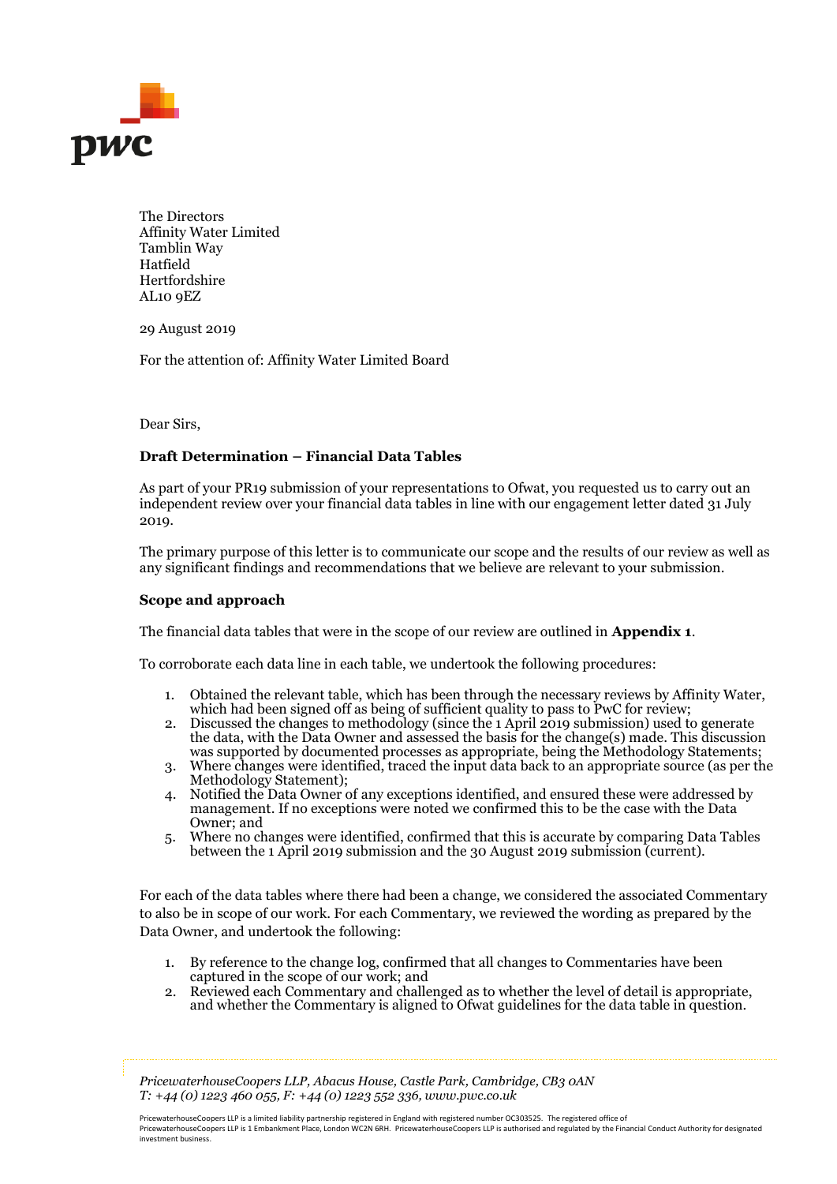The Directors
Affinity Water Limited
Tamblin Way
Hatfield
Hertfordshire
AL10 9EZ

29 August 2019

For the attention of: Affinity Water Limited Board

Dear Sirs,

**Draft Determination – Financial Data Tables**

As part of your PR19 submission of your representations to Ofwat, you requested us to carry out an independent review over your financial data tables in line with our engagement letter dated 31 July 2019.

The primary purpose of this letter is to communicate our scope and the results of our review as well as any significant findings and recommendations that we believe are relevant to your submission.

**Scope and approach**

The financial data tables that were in the scope of our review are outlined in **Appendix 1**.

To corroborate each data line in each table, we undertook the following procedures:

1. Obtained the relevant table, which has been through the necessary reviews by Affinity Water, which had been signed off as being of sufficient quality to pass to PwC for review;
2. Discussed the changes to methodology (since the 1 April 2019 submission) used to generate the data, with the Data Owner and assessed the basis for the change(s) made. This discussion was supported by documented processes as appropriate, being the Methodology Statements;
3. Where changes were identified, traced the input data back to an appropriate source (as per the Methodology Statement);
4. Notified the Data Owner of any exceptions identified, and ensured these were addressed by management. If no exceptions were noted we confirmed this to be the case with the Data Owner; and
5. Where no changes were identified, confirmed that this is accurate by comparing Data Tables between the 1 April 2019 submission and the 30 August 2019 submission (current).

For each of the data tables where there had been a change, we considered the associated Commentary to also be in scope of our work. For each Commentary, we reviewed the wording as prepared by the Data Owner, and undertook the following:

1. By reference to the change log, confirmed that all changes to Commentaries have been captured in the scope of our work; and
2. Reviewed each Commentary and challenged as to whether the level of detail is appropriate, and whether the Commentary is aligned to Ofwat guidelines for the data table in question.

*PricewaterhouseCoopers LLP, Abacus House, Castle Park, Cambridge, CB3 0AN*
*T: +44 (0) 1223 460 055, F: +44 (0) 1223 552 336, www.pwc.co.uk*

PricewaterhouseCoopers LLP is a limited liability partnership registered in England with registered number OC303525. The registered office of PricewaterhouseCoopers LLP is 1 Embankment Place, London WC2N 6RH. PricewaterhouseCoopers LLP is authorised and regulated by the Financial Conduct Authority for designated investment business.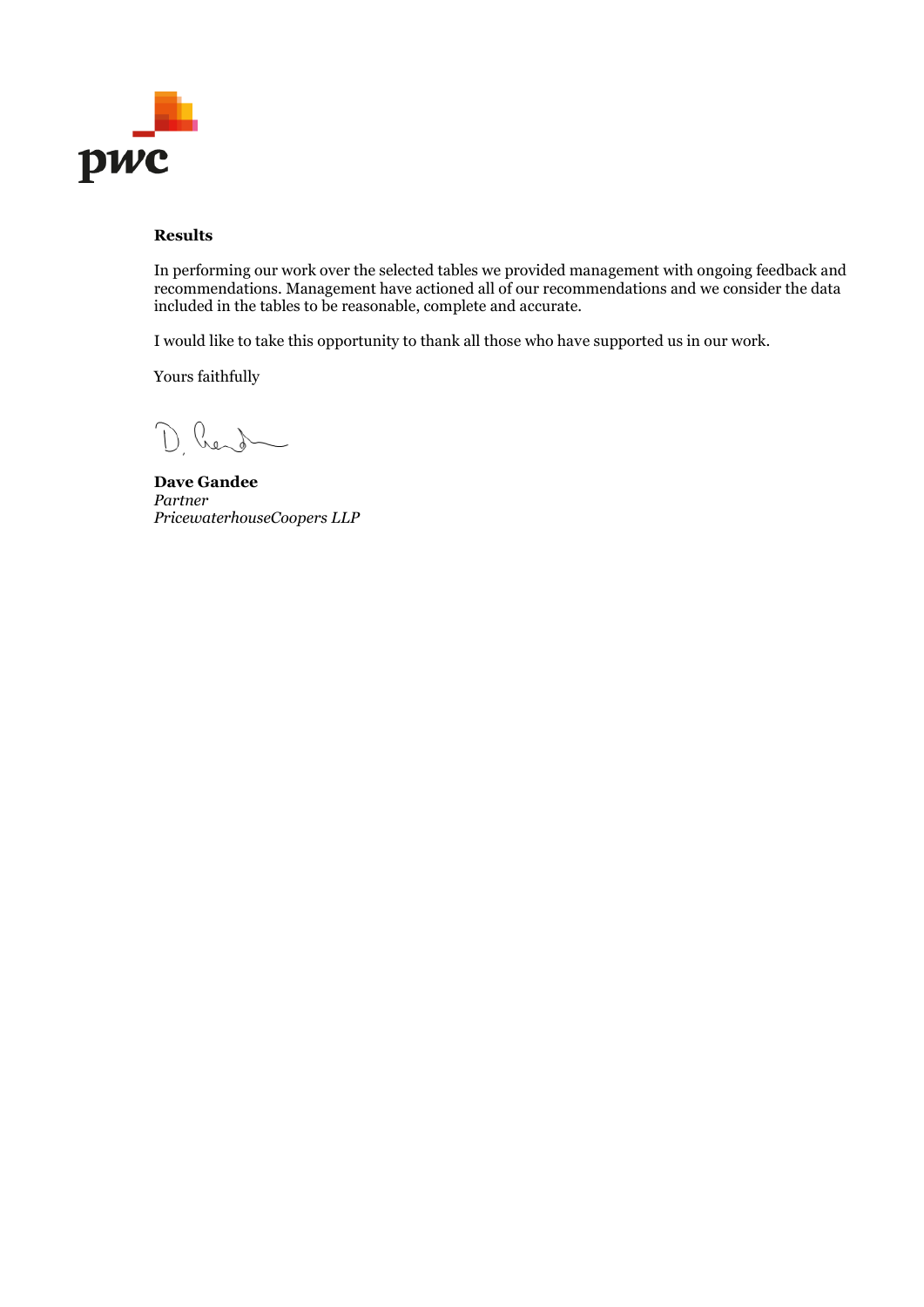**Results**

In performing our work over the selected tables we provided management with ongoing feedback and recommendations. Management have actioned all of our recommendations and we consider the data included in the tables to be reasonable, complete and accurate.

I would like to take this opportunity to thank all those who have supported us in our work.

Yours faithfully

**Dave Gandee**
*Partner*
*PricewaterhouseCoopers LLP*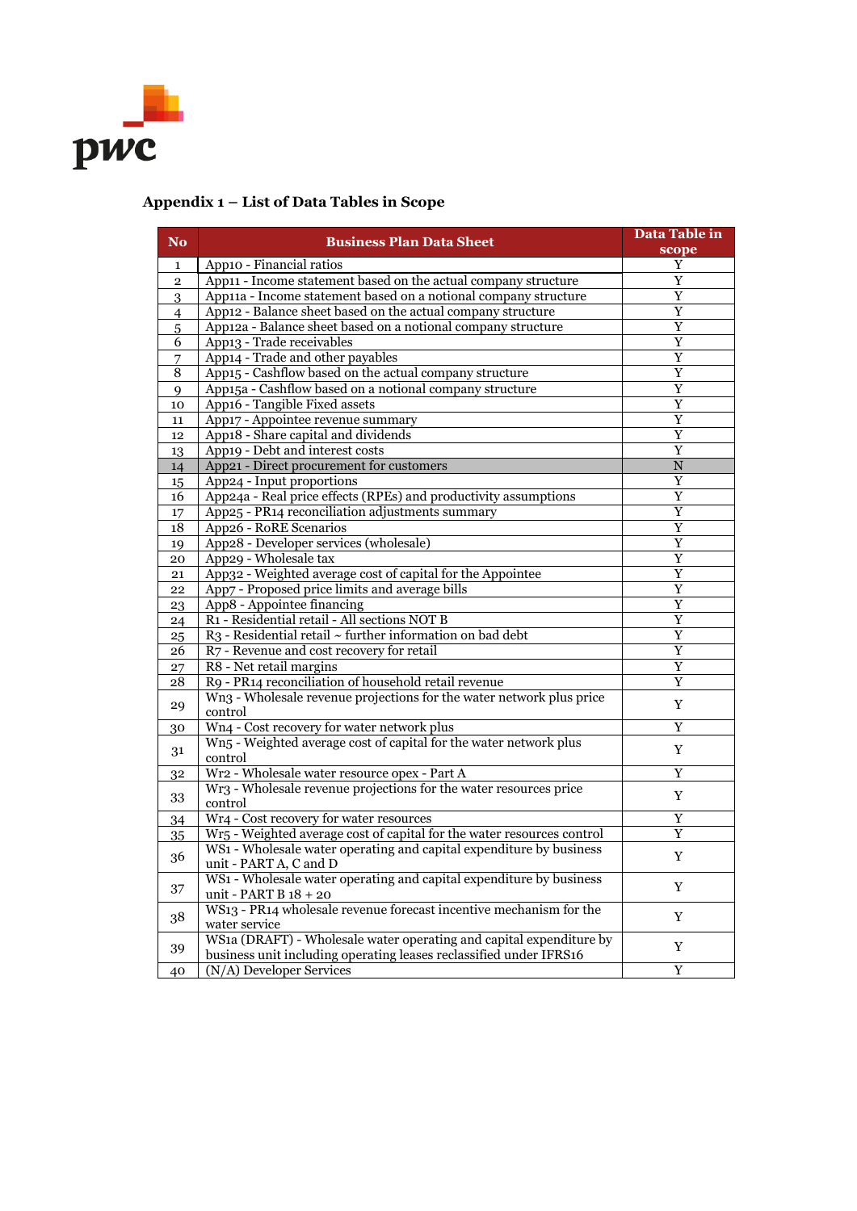## Appendix 1 – List of Data Tables in Scope

| No | Business Plan Data Sheet | Data Table in scope |
|---|---|---|
| 1 | App10 - Financial ratios | Y |
| 2 | App11 - Income statement based on the actual company structure | Y |
| 3 | App11a - Income statement based on a notional company structure | Y |
| 4 | App12 - Balance sheet based on the actual company structure | Y |
| 5 | App12a - Balance sheet based on a notional company structure | Y |
| 6 | App13 - Trade receivables | Y |
| 7 | App14 - Trade and other payables | Y |
| 8 | App15 - Cashflow based on the actual company structure | Y |
| 9 | App15a - Cashflow based on a notional company structure | Y |
| 10 | App16 - Tangible Fixed assets | Y |
| 11 | App17 - Appointee revenue summary | Y |
| 12 | App18 - Share capital and dividends | Y |
| 13 | App19 - Debt and interest costs | Y |
| 14 | App21 - Direct procurement for customers | N |
| 15 | App24 - Input proportions | Y |
| 16 | App24a - Real price effects (RPEs) and productivity assumptions | Y |
| 17 | App25 - PR14 reconciliation adjustments summary | Y |
| 18 | App26 - RoRE Scenarios | Y |
| 19 | App28 - Developer services (wholesale) | Y |
| 20 | App29 - Wholesale tax | Y |
| 21 | App32 - Weighted average cost of capital for the Appointee | Y |
| 22 | App7 - Proposed price limits and average bills | Y |
| 23 | App8 - Appointee financing | Y |
| 24 | R1 - Residential retail - All sections NOT B | Y |
| 25 | R3 - Residential retail ~ further information on bad debt | Y |
| 26 | R7 - Revenue and cost recovery for retail | Y |
| 27 | R8 - Net retail margins | Y |
| 28 | R9 - PR14 reconciliation of household retail revenue | Y |
| 29 | Wn3 - Wholesale revenue projections for the water network plus price control | Y |
| 30 | Wn4 - Cost recovery for water network plus | Y |
| 31 | Wn5 - Weighted average cost of capital for the water network plus control | Y |
| 32 | Wr2 - Wholesale water resource opex - Part A | Y |
| 33 | Wr3 - Wholesale revenue projections for the water resources price control | Y |
| 34 | Wr4 - Cost recovery for water resources | Y |
| 35 | Wr5 - Weighted average cost of capital for the water resources control | Y |
| 36 | WS1 - Wholesale water operating and capital expenditure by business unit - PART A, C and D | Y |
| 37 | WS1 - Wholesale water operating and capital expenditure by business unit - PART B 18 + 20 | Y |
| 38 | WS13 - PR14 wholesale revenue forecast incentive mechanism for the water service | Y |
| 39 | WS1a (DRAFT) - Wholesale water operating and capital expenditure by business unit including operating leases reclassified under IFRS16 | Y |
| 40 | (N/A) Developer Services | Y |